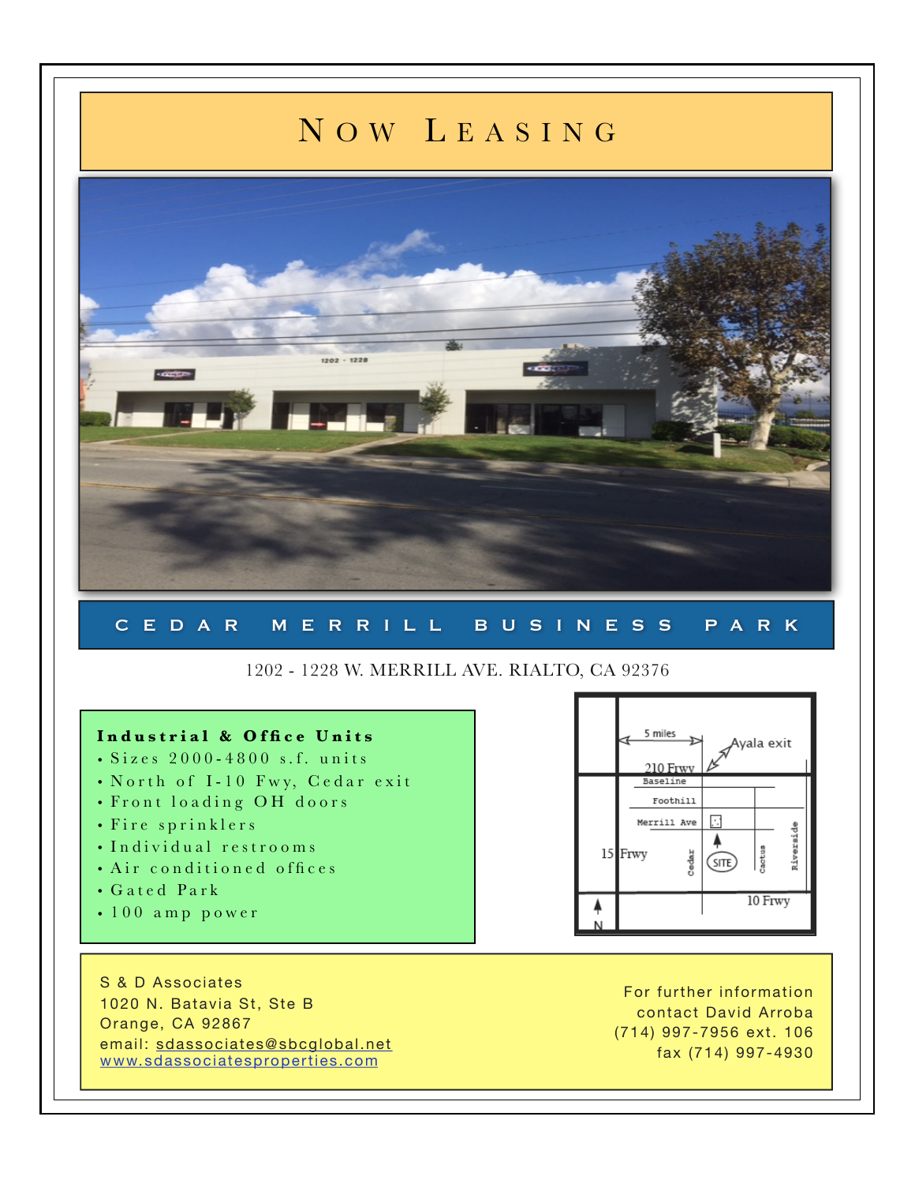# Now Leasing

## CEDAR MERRILL BUSINESS PARK

1202 - 1228 W. MERRILL AVE. RIALTO, CA 92376

**Industrial & Office Units**

- Sizes 2000-4800 s.f. units
- North of I-10 Fwy, Cedar exit
- Front loading OH doors
- Fire sprinklers
- Individual restrooms
- Air conditioned offices
- Gated Park
- 100 amp power

S & D Associates
1020 N. Batavia St, Ste B
Orange, CA 92867
email: sdassociates@sbcglobal.net
www.sdassociatesproperties.com

For further information
contact David Arroba
(714) 997-7956 ext. 106
fax (714) 997-4930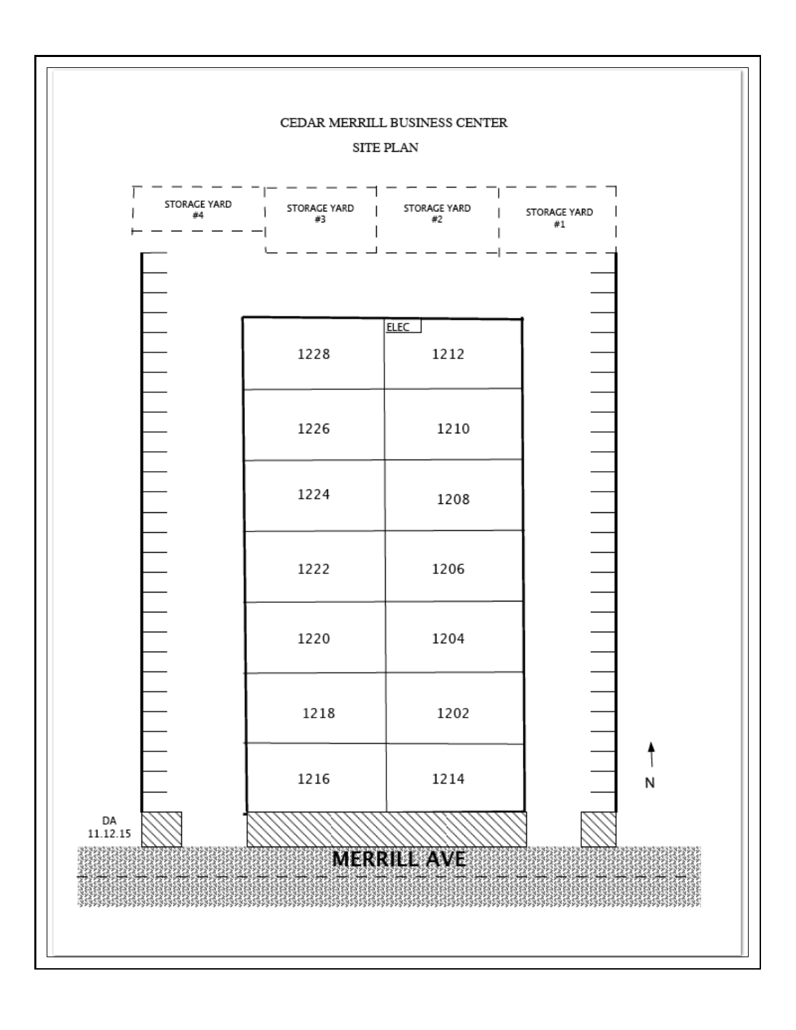CEDAR MERRILL BUSINESS CENTER

SITE PLAN

STORAGE YARD #4

STORAGE YARD #3

STORAGE YARD #2

STORAGE YARD #1

ELEC

1228

1212

1226

1210

1224

1208

1222

1206

1220

1204

1218

1202

1216

1214

N

DA
11.12.15

MERRILL AVE